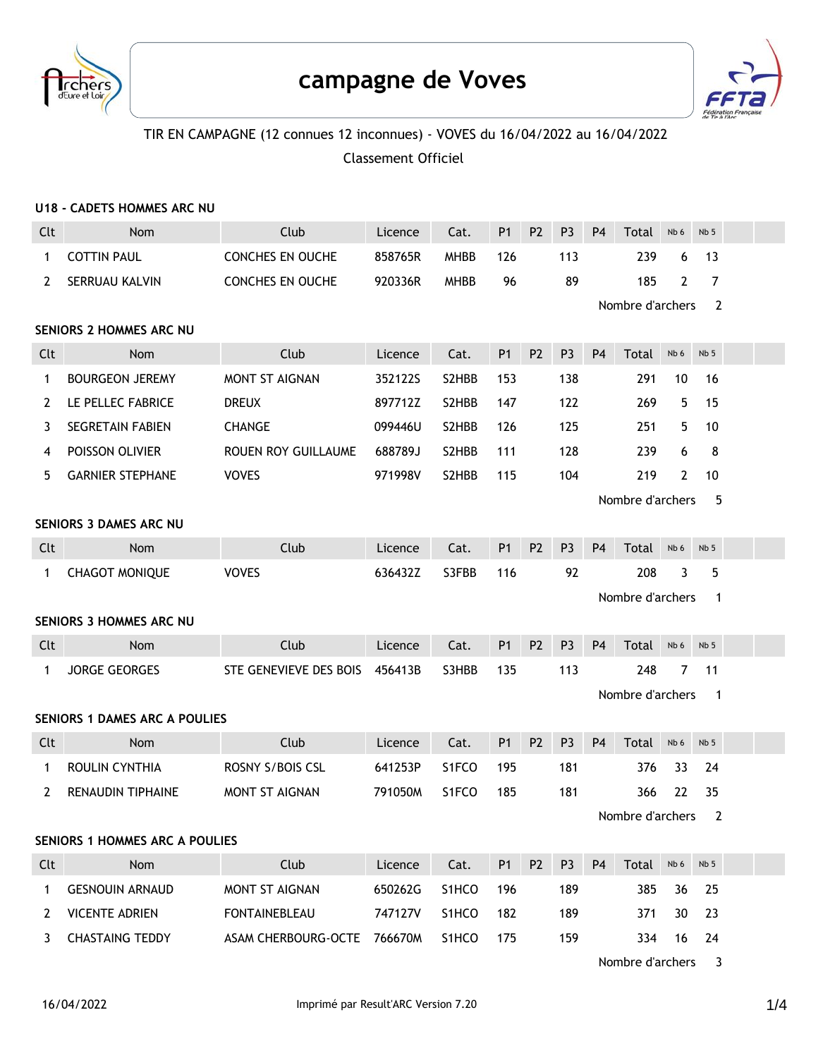# campagne de Voves

TIR EN CAMPAGNE (12 connues 12 inconnues) - VOVES du 16/04/2022 au 16/04/2022

Classement Officiel

### U18 - CADETS HOMMES ARC NU

| Clt | Nom | Club | Licence | Cat. | P1 | P2 | P3 | P4 | Total | Nb 6 | Nb 5 |
|---|---|---|---|---|---|---|---|---|---|---|---|
| 1 | COTTIN PAUL | CONCHES EN OUCHE | 858765R | MHBB | 126 | | 113 | | 239 | 6 | 13 |
| 2 | SERRUAU KALVIN | CONCHES EN OUCHE | 920336R | MHBB | 96 | | 89 | | 185 | 2 | 7 |

Nombre d'archers 2

### SENIORS 2 HOMMES ARC NU

| Clt | Nom | Club | Licence | Cat. | P1 | P2 | P3 | P4 | Total | Nb 6 | Nb 5 |
|---|---|---|---|---|---|---|---|---|---|---|---|
| 1 | BOURGEON JEREMY | MONT ST AIGNAN | 352122S | S2HBB | 153 | | 138 | | 291 | 10 | 16 |
| 2 | LE PELLEC FABRICE | DREUX | 897712Z | S2HBB | 147 | | 122 | | 269 | 5 | 15 |
| 3 | SEGRETAIN FABIEN | CHANGE | 099446U | S2HBB | 126 | | 125 | | 251 | 5 | 10 |
| 4 | POISSON OLIVIER | ROUEN ROY GUILLAUME | 688789J | S2HBB | 111 | | 128 | | 239 | 6 | 8 |
| 5 | GARNIER STEPHANE | VOVES | 971998V | S2HBB | 115 | | 104 | | 219 | 2 | 10 |

Nombre d'archers 5

### SENIORS 3 DAMES ARC NU

| Clt | Nom | Club | Licence | Cat. | P1 | P2 | P3 | P4 | Total | Nb 6 | Nb 5 |
|---|---|---|---|---|---|---|---|---|---|---|---|
| 1 | CHAGOT MONIQUE | VOVES | 636432Z | S3FBB | 116 | | 92 | | 208 | 3 | 5 |

Nombre d'archers 1

### SENIORS 3 HOMMES ARC NU

| Clt | Nom | Club | Licence | Cat. | P1 | P2 | P3 | P4 | Total | Nb 6 | Nb 5 |
|---|---|---|---|---|---|---|---|---|---|---|---|
| 1 | JORGE GEORGES | STE GENEVIEVE DES BOIS | 456413B | S3HBB | 135 | | 113 | | 248 | 7 | 11 |

Nombre d'archers 1

### SENIORS 1 DAMES ARC A POULIES

| Clt | Nom | Club | Licence | Cat. | P1 | P2 | P3 | P4 | Total | Nb 6 | Nb 5 |
|---|---|---|---|---|---|---|---|---|---|---|---|
| 1 | ROULIN CYNTHIA | ROSNY S/BOIS CSL | 641253P | S1FCO | 195 | | 181 | | 376 | 33 | 24 |
| 2 | RENAUDIN TIPHAINE | MONT ST AIGNAN | 791050M | S1FCO | 185 | | 181 | | 366 | 22 | 35 |

Nombre d'archers 2

### SENIORS 1 HOMMES ARC A POULIES

| Clt | Nom | Club | Licence | Cat. | P1 | P2 | P3 | P4 | Total | Nb 6 | Nb 5 |
|---|---|---|---|---|---|---|---|---|---|---|---|
| 1 | GESNOUIN ARNAUD | MONT ST AIGNAN | 650262G | S1HCO | 196 | | 189 | | 385 | 36 | 25 |
| 2 | VICENTE ADRIEN | FONTAINEBLEAU | 747127V | S1HCO | 182 | | 189 | | 371 | 30 | 23 |
| 3 | CHASTAING TEDDY | ASAM CHERBOURG-OCTE | 766670M | S1HCO | 175 | | 159 | | 334 | 16 | 24 |

Nombre d'archers 3

16/04/2022 Imprimé par Result'ARC Version 7.20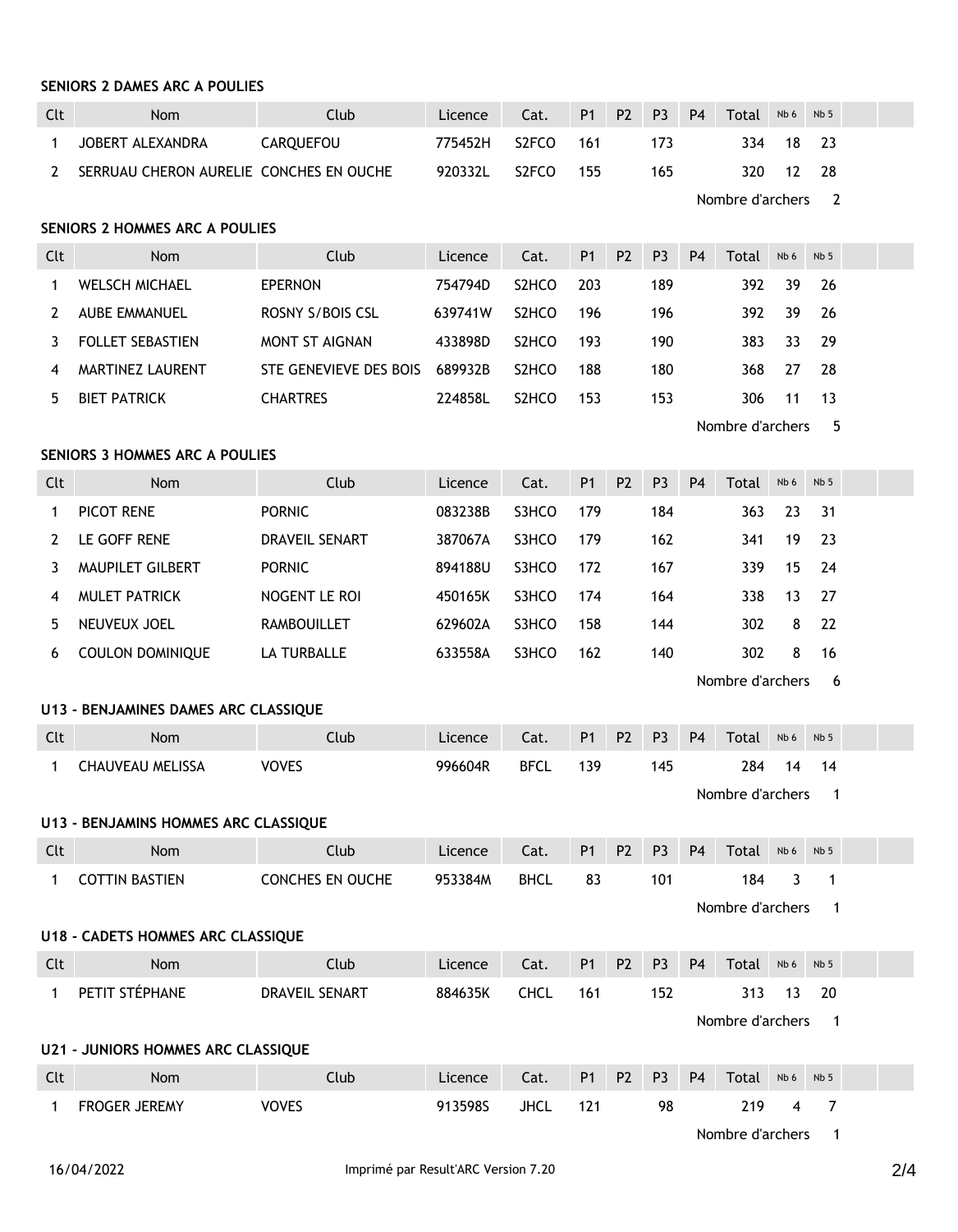**SENIORS 2 DAMES ARC A POULIES**

| Clt | Nom | Club | Licence | Cat. | P1 | P2 | P3 | P4 | Total | Nb 6 | Nb 5 | | |
|---|---|---|---|---|---|---|---|---|---|---|---|---|---|
| 1 | JOBERT ALEXANDRA | CARQUEFOU | 775452H | S2FCO | 161 | | 173 | | 334 | 18 | 23 | | |
| 2 | SERRUAU CHERON AURELIE | CONCHES EN OUCHE | 920332L | S2FCO | 155 | | 165 | | 320 | 12 | 28 | | |

Nombre d'archers 2

**SENIORS 2 HOMMES ARC A POULIES**

| Clt | Nom | Club | Licence | Cat. | P1 | P2 | P3 | P4 | Total | Nb 6 | Nb 5 | | |
|---|---|---|---|---|---|---|---|---|---|---|---|---|---|
| 1 | WELSCH MICHAEL | EPERNON | 754794D | S2HCO | 203 | | 189 | | 392 | 39 | 26 | | |
| 2 | AUBE EMMANUEL | ROSNY S/BOIS CSL | 639741W | S2HCO | 196 | | 196 | | 392 | 39 | 26 | | |
| 3 | FOLLET SEBASTIEN | MONT ST AIGNAN | 433898D | S2HCO | 193 | | 190 | | 383 | 33 | 29 | | |
| 4 | MARTINEZ LAURENT | STE GENEVIEVE DES BOIS | 689932B | S2HCO | 188 | | 180 | | 368 | 27 | 28 | | |
| 5 | BIET PATRICK | CHARTRES | 224858L | S2HCO | 153 | | 153 | | 306 | 11 | 13 | | |

Nombre d'archers 5

**SENIORS 3 HOMMES ARC A POULIES**

| Clt | Nom | Club | Licence | Cat. | P1 | P2 | P3 | P4 | Total | Nb 6 | Nb 5 | | |
|---|---|---|---|---|---|---|---|---|---|---|---|---|---|
| 1 | PICOT RENE | PORNIC | 083238B | S3HCO | 179 | | 184 | | 363 | 23 | 31 | | |
| 2 | LE GOFF RENE | DRAVEIL SENART | 387067A | S3HCO | 179 | | 162 | | 341 | 19 | 23 | | |
| 3 | MAUPILET GILBERT | PORNIC | 894188U | S3HCO | 172 | | 167 | | 339 | 15 | 24 | | |
| 4 | MULET PATRICK | NOGENT LE ROI | 450165K | S3HCO | 174 | | 164 | | 338 | 13 | 27 | | |
| 5 | NEUVEUX JOEL | RAMBOUILLET | 629602A | S3HCO | 158 | | 144 | | 302 | 8 | 22 | | |
| 6 | COULON DOMINIQUE | LA TURBALLE | 633558A | S3HCO | 162 | | 140 | | 302 | 8 | 16 | | |

Nombre d'archers 6

**U13 - BENJAMINES DAMES ARC CLASSIQUE**

| Clt | Nom | Club | Licence | Cat. | P1 | P2 | P3 | P4 | Total | Nb 6 | Nb 5 | | |
|---|---|---|---|---|---|---|---|---|---|---|---|---|---|
| 1 | CHAUVEAU MELISSA | VOVES | 996604R | BFCL | 139 | | 145 | | 284 | 14 | 14 | | |

Nombre d'archers 1

**U13 - BENJAMINS HOMMES ARC CLASSIQUE**

| Clt | Nom | Club | Licence | Cat. | P1 | P2 | P3 | P4 | Total | Nb 6 | Nb 5 | | |
|---|---|---|---|---|---|---|---|---|---|---|---|---|---|
| 1 | COTTIN BASTIEN | CONCHES EN OUCHE | 953384M | BHCL | 83 | | 101 | | 184 | 3 | 1 | | |

Nombre d'archers 1

**U18 - CADETS HOMMES ARC CLASSIQUE**

| Clt | Nom | Club | Licence | Cat. | P1 | P2 | P3 | P4 | Total | Nb 6 | Nb 5 | | |
|---|---|---|---|---|---|---|---|---|---|---|---|---|---|
| 1 | PETIT STÉPHANE | DRAVEIL SENART | 884635K | CHCL | 161 | | 152 | | 313 | 13 | 20 | | |

Nombre d'archers 1

**U21 - JUNIORS HOMMES ARC CLASSIQUE**

| Clt | Nom | Club | Licence | Cat. | P1 | P2 | P3 | P4 | Total | Nb 6 | Nb 5 | | |
|---|---|---|---|---|---|---|---|---|---|---|---|---|---|
| 1 | FROGER JEREMY | VOVES | 913598S | JHCL | 121 | | 98 | | 219 | 4 | 7 | | |

Nombre d'archers 1

16/04/2022 Imprimé par Result'ARC Version 7.20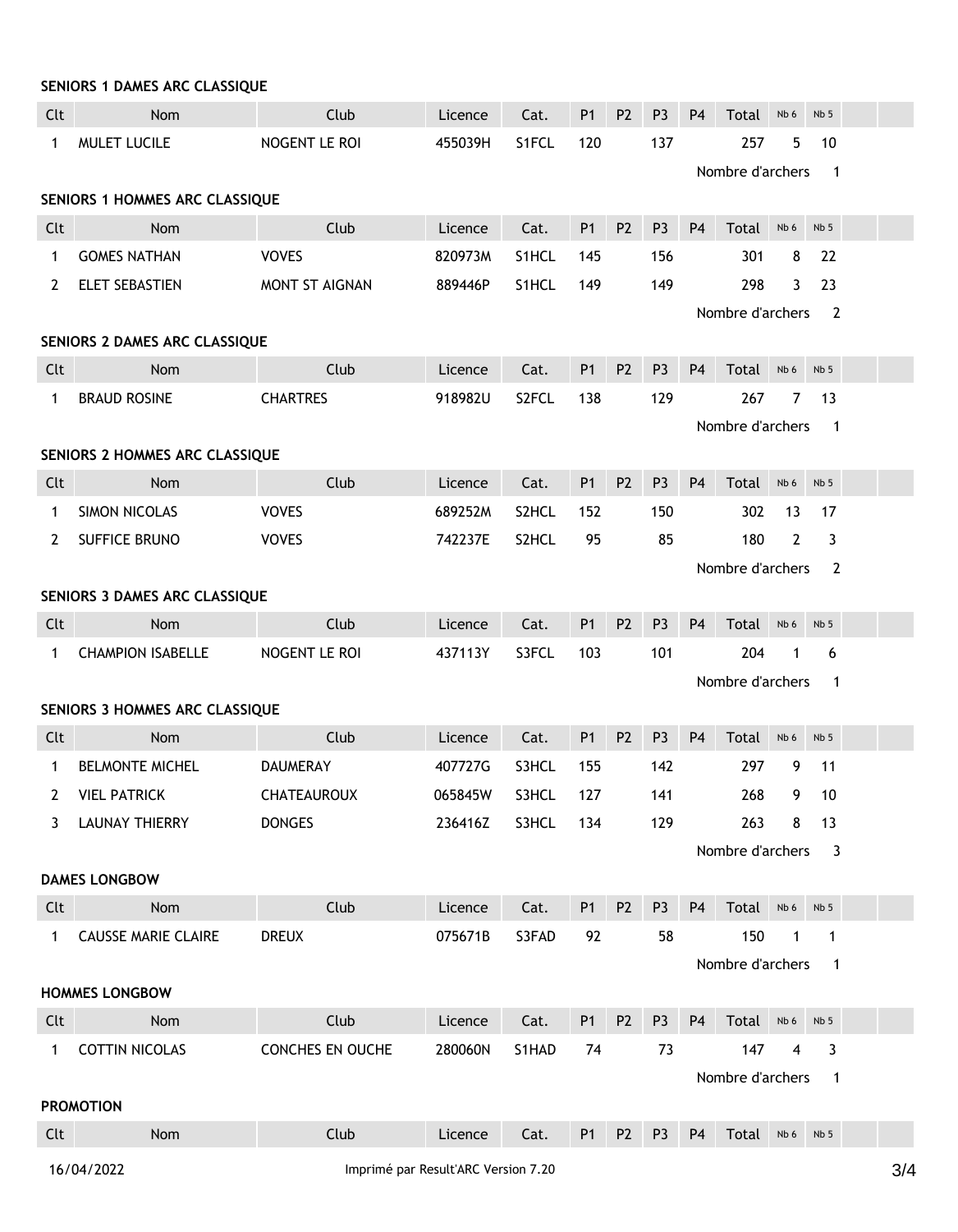**SENIORS 1 DAMES ARC CLASSIQUE**

| Clt | Nom | Club | Licence | Cat. | P1 | P2 | P3 | P4 | Total | Nb 6 | Nb 5 | | |
|---|---|---|---|---|---|---|---|---|---|---|---|---|---|
| 1 | MULET LUCILE | NOGENT LE ROI | 455039H | S1FCL | 120 | | 137 | | 257 | 5 | 10 | | |

Nombre d'archers 1

**SENIORS 1 HOMMES ARC CLASSIQUE**

| Clt | Nom | Club | Licence | Cat. | P1 | P2 | P3 | P4 | Total | Nb 6 | Nb 5 | | |
|---|---|---|---|---|---|---|---|---|---|---|---|---|---|
| 1 | GOMES NATHAN | VOVES | 820973M | S1HCL | 145 | | 156 | | 301 | 8 | 22 | | |
| 2 | ELET SEBASTIEN | MONT ST AIGNAN | 889446P | S1HCL | 149 | | 149 | | 298 | 3 | 23 | | |

Nombre d'archers 2

**SENIORS 2 DAMES ARC CLASSIQUE**

| Clt | Nom | Club | Licence | Cat. | P1 | P2 | P3 | P4 | Total | Nb 6 | Nb 5 | | |
|---|---|---|---|---|---|---|---|---|---|---|---|---|---|
| 1 | BRAUD ROSINE | CHARTRES | 918982U | S2FCL | 138 | | 129 | | 267 | 7 | 13 | | |

Nombre d'archers 1

**SENIORS 2 HOMMES ARC CLASSIQUE**

| Clt | Nom | Club | Licence | Cat. | P1 | P2 | P3 | P4 | Total | Nb 6 | Nb 5 | | |
|---|---|---|---|---|---|---|---|---|---|---|---|---|---|
| 1 | SIMON NICOLAS | VOVES | 689252M | S2HCL | 152 | | 150 | | 302 | 13 | 17 | | |
| 2 | SUFFICE BRUNO | VOVES | 742237E | S2HCL | 95 | | 85 | | 180 | 2 | 3 | | |

Nombre d'archers 2

**SENIORS 3 DAMES ARC CLASSIQUE**

| Clt | Nom | Club | Licence | Cat. | P1 | P2 | P3 | P4 | Total | Nb 6 | Nb 5 | | |
|---|---|---|---|---|---|---|---|---|---|---|---|---|---|
| 1 | CHAMPION ISABELLE | NOGENT LE ROI | 437113Y | S3FCL | 103 | | 101 | | 204 | 1 | 6 | | |

Nombre d'archers 1

**SENIORS 3 HOMMES ARC CLASSIQUE**

| Clt | Nom | Club | Licence | Cat. | P1 | P2 | P3 | P4 | Total | Nb 6 | Nb 5 | | |
|---|---|---|---|---|---|---|---|---|---|---|---|---|---|
| 1 | BELMONTE MICHEL | DAUMERAY | 407727G | S3HCL | 155 | | 142 | | 297 | 9 | 11 | | |
| 2 | VIEL PATRICK | CHATEAUROUX | 065845W | S3HCL | 127 | | 141 | | 268 | 9 | 10 | | |
| 3 | LAUNAY THIERRY | DONGES | 236416Z | S3HCL | 134 | | 129 | | 263 | 8 | 13 | | |

Nombre d'archers 3

**DAMES LONGBOW**

| Clt | Nom | Club | Licence | Cat. | P1 | P2 | P3 | P4 | Total | Nb 6 | Nb 5 | | |
|---|---|---|---|---|---|---|---|---|---|---|---|---|---|
| 1 | CAUSSE MARIE CLAIRE | DREUX | 075671B | S3FAD | 92 | | 58 | | 150 | 1 | 1 | | |

Nombre d'archers 1

**HOMMES LONGBOW**

| Clt | Nom | Club | Licence | Cat. | P1 | P2 | P3 | P4 | Total | Nb 6 | Nb 5 | | |
|---|---|---|---|---|---|---|---|---|---|---|---|---|---|
| 1 | COTTIN NICOLAS | CONCHES EN OUCHE | 280060N | S1HAD | 74 | | 73 | | 147 | 4 | 3 | | |

Nombre d'archers 1

**PROMOTION**

| Clt | Nom | Club | Licence | Cat. | P1 | P2 | P3 | P4 | Total | Nb 6 | Nb 5 | | |
|---|---|---|---|---|---|---|---|---|---|---|---|---|---|

16/04/2022 Imprimé par Result'ARC Version 7.20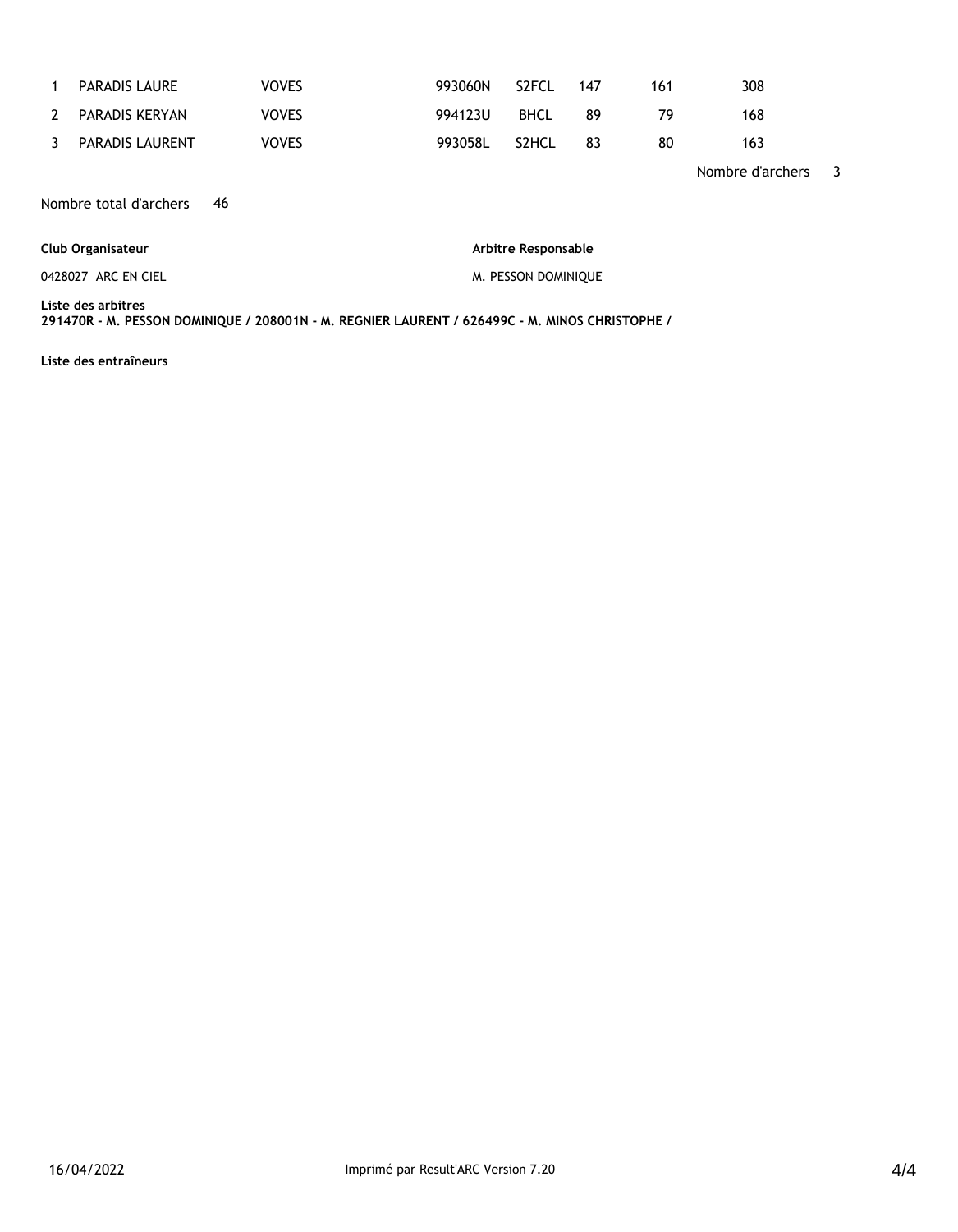| | | | | | | | |
|---|---|---|---|---|---|---|---|
| 1 | PARADIS LAURE | VOVES | 993060N | S2FCL | 147 | 161 | 308 |
| 2 | PARADIS KERYAN | VOVES | 994123U | BHCL | 89 | 79 | 168 |
| 3 | PARADIS LAURENT | VOVES | 993058L | S2HCL | 83 | 80 | 163 |

Nombre d'archers 3

Nombre total d'archers 46

**Club Organisateur**

0428027 ARC EN CIEL

**Arbitre Responsable**

M. PESSON DOMINIQUE

**Liste des arbitres**
**291470R - M. PESSON DOMINIQUE / 208001N - M. REGNIER LAURENT / 626499C - M. MINOS CHRISTOPHE /**

**Liste des entraîneurs**

16/04/2022

Imprimé par Result'ARC Version 7.20